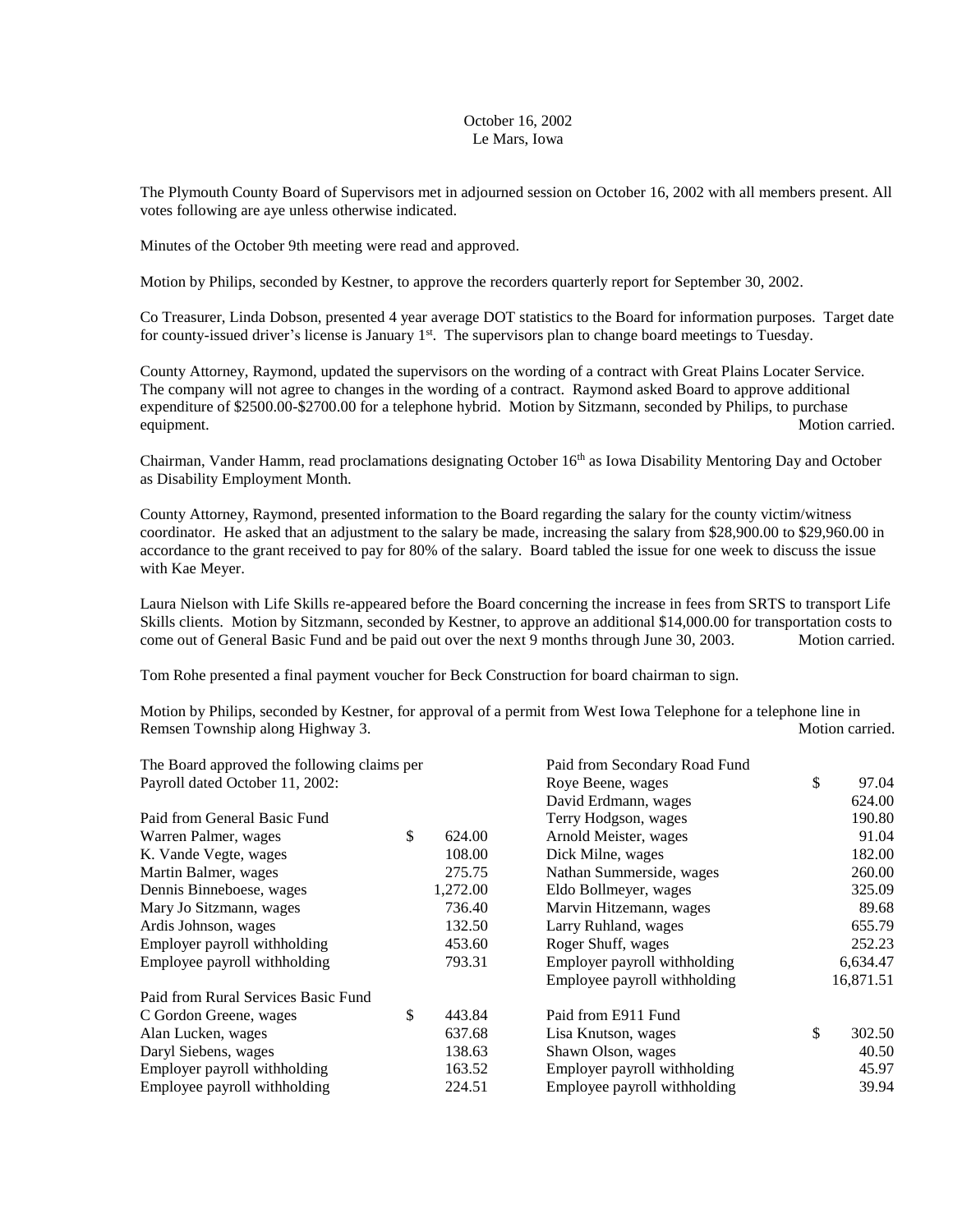October 16, 2002
Le Mars, Iowa

The Plymouth County Board of Supervisors met in adjourned session on October 16, 2002 with all members present. All votes following are aye unless otherwise indicated.

Minutes of the October 9th meeting were read and approved.

Motion by Philips, seconded by Kestner, to approve the recorders quarterly report for September 30, 2002.

Co Treasurer, Linda Dobson, presented 4 year average DOT statistics to the Board for information purposes. Target date for county-issued driver's license is January 1st. The supervisors plan to change board meetings to Tuesday.

County Attorney, Raymond, updated the supervisors on the wording of a contract with Great Plains Locater Service. The company will not agree to changes in the wording of a contract. Raymond asked Board to approve additional expenditure of $2500.00-$2700.00 for a telephone hybrid. Motion by Sitzmann, seconded by Philips, to purchase equipment. Motion carried.

Chairman, Vander Hamm, read proclamations designating October 16th as Iowa Disability Mentoring Day and October as Disability Employment Month.

County Attorney, Raymond, presented information to the Board regarding the salary for the county victim/witness coordinator. He asked that an adjustment to the salary be made, increasing the salary from $28,900.00 to $29,960.00 in accordance to the grant received to pay for 80% of the salary. Board tabled the issue for one week to discuss the issue with Kae Meyer.

Laura Nielson with Life Skills re-appeared before the Board concerning the increase in fees from SRTS to transport Life Skills clients. Motion by Sitzmann, seconded by Kestner, to approve an additional $14,000.00 for transportation costs to come out of General Basic Fund and be paid out over the next 9 months through June 30, 2003. Motion carried.

Tom Rohe presented a final payment voucher for Beck Construction for board chairman to sign.

Motion by Philips, seconded by Kestner, for approval of a permit from West Iowa Telephone for a telephone line in Remsen Township along Highway 3. Motion carried.

The Board approved the following claims per Payroll dated October 11, 2002:

| Paid from General Basic Fund | |
|---|---|
| Warren Palmer, wages | $ 624.00 |
| K. Vande Vegte, wages | 108.00 |
| Martin Balmer, wages | 275.75 |
| Dennis Binneboese, wages | 1,272.00 |
| Mary Jo Sitzmann, wages | 736.40 |
| Ardis Johnson, wages | 132.50 |
| Employer payroll withholding | 453.60 |
| Employee payroll withholding | 793.31 |

| Paid from Rural Services Basic Fund | |
|---|---|
| C Gordon Greene, wages | $ 443.84 |
| Alan Lucken, wages | 637.68 |
| Daryl Siebens, wages | 138.63 |
| Employer payroll withholding | 163.52 |
| Employee payroll withholding | 224.51 |

| Paid from Secondary Road Fund | |
|---|---|
| Roye Beene, wages | $ 97.04 |
| David Erdmann, wages | 624.00 |
| Terry Hodgson, wages | 190.80 |
| Arnold Meister, wages | 91.04 |
| Dick Milne, wages | 182.00 |
| Nathan Summerside, wages | 260.00 |
| Eldo Bollmeyer, wages | 325.09 |
| Marvin Hitzemann, wages | 89.68 |
| Larry Ruhland, wages | 655.79 |
| Roger Shuff, wages | 252.23 |
| Employer payroll withholding | 6,634.47 |
| Employee payroll withholding | 16,871.51 |

| Paid from E911 Fund | |
|---|---|
| Lisa Knutson, wages | $ 302.50 |
| Shawn Olson, wages | 40.50 |
| Employer payroll withholding | 45.97 |
| Employee payroll withholding | 39.94 |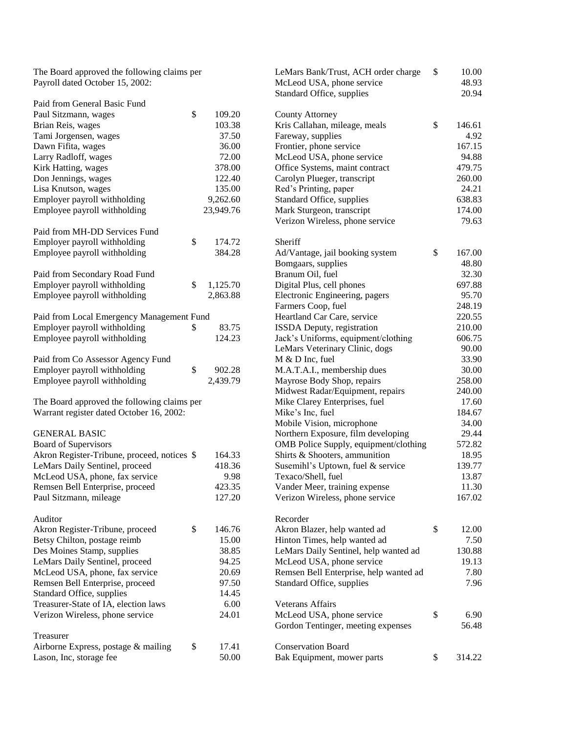The Board approved the following claims per Payroll dated October 15, 2002:

Paid from General Basic Fund

| | | |
|---|---|---|
| Paul Sitzmann, wages | $ | 109.20 |
| Brian Reis, wages | | 103.38 |
| Tami Jorgensen, wages | | 37.50 |
| Dawn Fifita, wages | | 36.00 |
| Larry Radloff, wages | | 72.00 |
| Kirk Hatting, wages | | 378.00 |
| Don Jennings, wages | | 122.40 |
| Lisa Knutson, wages | | 135.00 |
| Employer payroll withholding | | 9,262.60 |
| Employee payroll withholding | | 23,949.76 |

Paid from MH-DD Services Fund

| | | |
|---|---|---|
| Employer payroll withholding | $ | 174.72 |
| Employee payroll withholding | | 384.28 |

Paid from Secondary Road Fund

| | | |
|---|---|---|
| Employer payroll withholding | $ | 1,125.70 |
| Employee payroll withholding | | 2,863.88 |

Paid from Local Emergency Management Fund

| | | |
|---|---|---|
| Employer payroll withholding | $ | 83.75 |
| Employee payroll withholding | | 124.23 |

Paid from Co Assessor Agency Fund

| | | |
|---|---|---|
| Employer payroll withholding | $ | 902.28 |
| Employee payroll withholding | | 2,439.79 |

The Board approved the following claims per Warrant register dated October 16, 2002:

GENERAL BASIC

Board of Supervisors

| | | |
|---|---|---|
| Akron Register-Tribune, proceed, notices | $ | 164.33 |
| LeMars Daily Sentinel, proceed | | 418.36 |
| McLeod USA, phone, fax service | | 9.98 |
| Remsen Bell Enterprise, proceed | | 423.35 |
| Paul Sitzmann, mileage | | 127.20 |

Auditor

| | | |
|---|---|---|
| Akron Register-Tribune, proceed | $ | 146.76 |
| Betsy Chilton, postage reimb | | 15.00 |
| Des Moines Stamp, supplies | | 38.85 |
| LeMars Daily Sentinel, proceed | | 94.25 |
| McLeod USA, phone, fax service | | 20.69 |
| Remsen Bell Enterprise, proceed | | 97.50 |
| Standard Office, supplies | | 14.45 |
| Treasurer-State of IA, election laws | | 6.00 |
| Verizon Wireless, phone service | | 24.01 |

Treasurer

| | | |
|---|---|---|
| Airborne Express, postage & mailing | $ | 17.41 |
| Lason, Inc, storage fee | | 50.00 |
| LeMars Bank/Trust, ACH order charge | $ | 10.00 |
| McLeod USA, phone service | | 48.93 |
| Standard Office, supplies | | 20.94 |

County Attorney

| | | |
|---|---|---|
| Kris Callahan, mileage, meals | $ | 146.61 |
| Fareway, supplies | | 4.92 |
| Frontier, phone service | | 167.15 |
| McLeod USA, phone service | | 94.88 |
| Office Systems, maint contract | | 479.75 |
| Carolyn Plueger, transcript | | 260.00 |
| Red's Printing, paper | | 24.21 |
| Standard Office, supplies | | 638.83 |
| Mark Sturgeon, transcript | | 174.00 |
| Verizon Wireless, phone service | | 79.63 |

Sheriff

| | | |
|---|---|---|
| Ad/Vantage, jail booking system | $ | 167.00 |
| Bomgaars, supplies | | 48.80 |
| Branum Oil, fuel | | 32.30 |
| Digital Plus, cell phones | | 697.88 |
| Electronic Engineering, pagers | | 95.70 |
| Farmers Coop, fuel | | 248.19 |
| Heartland Car Care, service | | 220.55 |
| ISSDA Deputy, registration | | 210.00 |
| Jack's Uniforms, equipment/clothing | | 606.75 |
| LeMars Veterinary Clinic, dogs | | 90.00 |
| M & D Inc, fuel | | 33.90 |
| M.A.T.A.I., membership dues | | 30.00 |
| Mayrose Body Shop, repairs | | 258.00 |
| Midwest Radar/Equipment, repairs | | 240.00 |
| Mike Clarey Enterprises, fuel | | 17.60 |
| Mike's Inc, fuel | | 184.67 |
| Mobile Vision, microphone | | 34.00 |
| Northern Exposure, film developing | | 29.44 |
| OMB Police Supply, equipment/clothing | | 572.82 |
| Shirts & Shooters, ammunition | | 18.95 |
| Susemihl's Uptown, fuel & service | | 139.77 |
| Texaco/Shell, fuel | | 13.87 |
| Vander Meer, training expense | | 11.30 |
| Verizon Wireless, phone service | | 167.02 |

Recorder

| | | |
|---|---|---|
| Akron Blazer, help wanted ad | $ | 12.00 |
| Hinton Times, help wanted ad | | 7.50 |
| LeMars Daily Sentinel, help wanted ad | | 130.88 |
| McLeod USA, phone service | | 19.13 |
| Remsen Bell Enterprise, help wanted ad | | 7.80 |
| Standard Office, supplies | | 7.96 |

Veterans Affairs

| | | |
|---|---|---|
| McLeod USA, phone service | $ | 6.90 |
| Gordon Tentinger, meeting expenses | | 56.48 |

Conservation Board

| | | |
|---|---|---|
| Bak Equipment, mower parts | $ | 314.22 |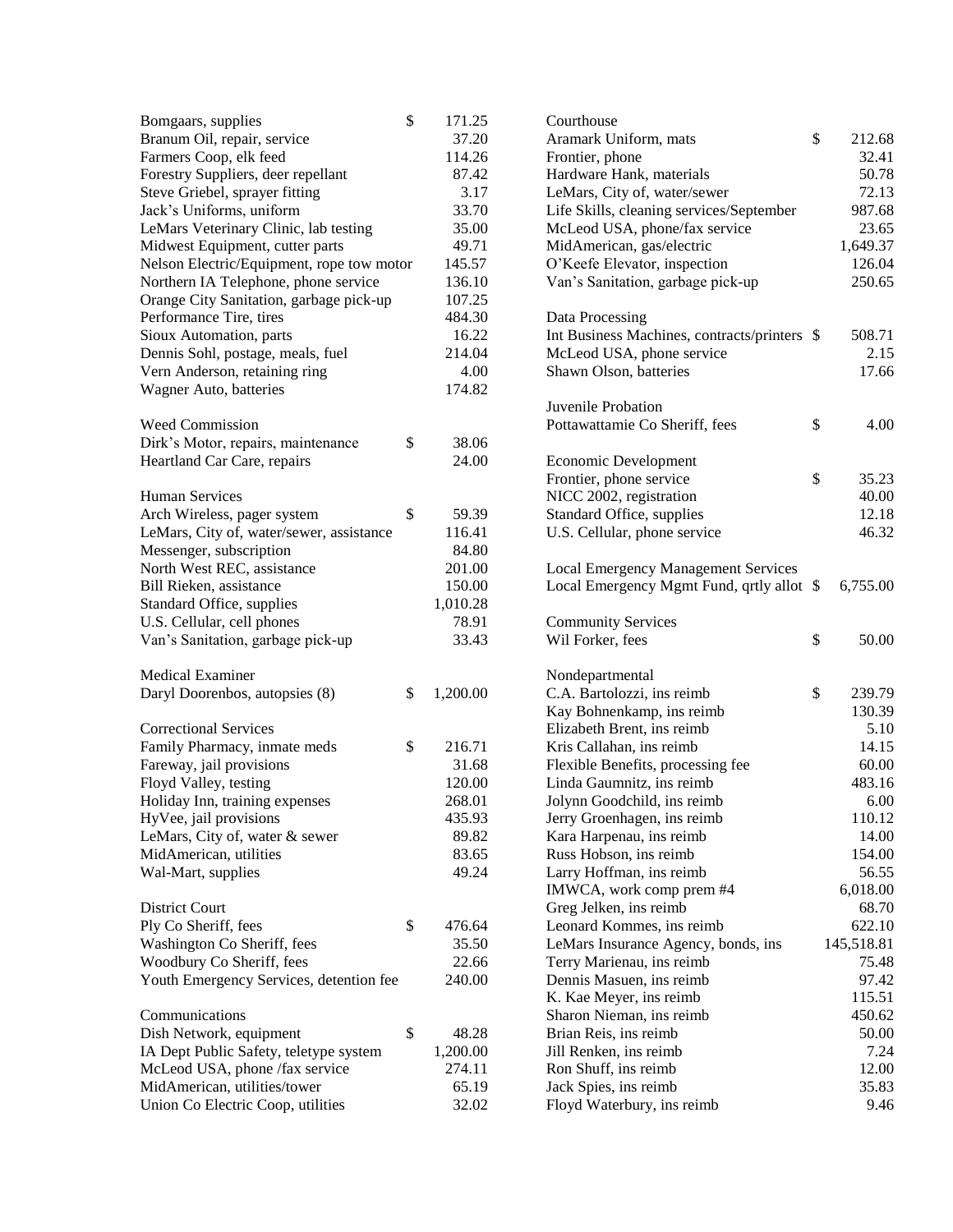| | | |
|---|---|---|
| Bomgaars, supplies | $ | 171.25 |
| Branum Oil, repair, service | | 37.20 |
| Farmers Coop, elk feed | | 114.26 |
| Forestry Suppliers, deer repellant | | 87.42 |
| Steve Griebel, sprayer fitting | | 3.17 |
| Jack's Uniforms, uniform | | 33.70 |
| LeMars Veterinary Clinic, lab testing | | 35.00 |
| Midwest Equipment, cutter parts | | 49.71 |
| Nelson Electric/Equipment, rope tow motor | | 145.57 |
| Northern IA Telephone, phone service | | 136.10 |
| Orange City Sanitation, garbage pick-up | | 107.25 |
| Performance Tire, tires | | 484.30 |
| Sioux Automation, parts | | 16.22 |
| Dennis Sohl, postage, meals, fuel | | 214.04 |
| Vern Anderson, retaining ring | | 4.00 |
| Wagner Auto, batteries | | 174.82 |

Weed Commission

| | | |
|---|---|---|
| Dirk's Motor, repairs, maintenance | $ | 38.06 |
| Heartland Car Care, repairs | | 24.00 |

Human Services

| | | |
|---|---|---|
| Arch Wireless, pager system | $ | 59.39 |
| LeMars, City of, water/sewer, assistance | | 116.41 |
| Messenger, subscription | | 84.80 |
| North West REC, assistance | | 201.00 |
| Bill Rieken, assistance | | 150.00 |
| Standard Office, supplies | | 1,010.28 |
| U.S. Cellular, cell phones | | 78.91 |
| Van's Sanitation, garbage pick-up | | 33.43 |

Medical Examiner

| | | |
|---|---|---|
| Daryl Doorenbos, autopsies (8) | $ | 1,200.00 |

Correctional Services

| | | |
|---|---|---|
| Family Pharmacy, inmate meds | $ | 216.71 |
| Fareway, jail provisions | | 31.68 |
| Floyd Valley, testing | | 120.00 |
| Holiday Inn, training expenses | | 268.01 |
| HyVee, jail provisions | | 435.93 |
| LeMars, City of, water & sewer | | 89.82 |
| MidAmerican, utilities | | 83.65 |
| Wal-Mart, supplies | | 49.24 |

District Court

| | | |
|---|---|---|
| Ply Co Sheriff, fees | $ | 476.64 |
| Washington Co Sheriff, fees | | 35.50 |
| Woodbury Co Sheriff, fees | | 22.66 |
| Youth Emergency Services, detention fee | | 240.00 |

Communications

| | | |
|---|---|---|
| Dish Network, equipment | $ | 48.28 |
| IA Dept Public Safety, teletype system | | 1,200.00 |
| McLeod USA, phone /fax service | | 274.11 |
| MidAmerican, utilities/tower | | 65.19 |
| Union Co Electric Coop, utilities | | 32.02 |

Courthouse

| | | |
|---|---|---|
| Aramark Uniform, mats | $ | 212.68 |
| Frontier, phone | | 32.41 |
| Hardware Hank, materials | | 50.78 |
| LeMars, City of, water/sewer | | 72.13 |
| Life Skills, cleaning services/September | | 987.68 |
| McLeod USA, phone/fax service | | 23.65 |
| MidAmerican, gas/electric | | 1,649.37 |
| O'Keefe Elevator, inspection | | 126.04 |
| Van's Sanitation, garbage pick-up | | 250.65 |

Data Processing

| | | |
|---|---|---|
| Int Business Machines, contracts/printers | $ | 508.71 |
| McLeod USA, phone service | | 2.15 |
| Shawn Olson, batteries | | 17.66 |

Juvenile Probation

| | | |
|---|---|---|
| Pottawattamie Co Sheriff, fees | $ | 4.00 |

Economic Development

| | | |
|---|---|---|
| Frontier, phone service | $ | 35.23 |
| NICC 2002, registration | | 40.00 |
| Standard Office, supplies | | 12.18 |
| U.S. Cellular, phone service | | 46.32 |

Local Emergency Management Services

| | | |
|---|---|---|
| Local Emergency Mgmt Fund, qrtly allot | $ | 6,755.00 |

Community Services

| | | |
|---|---|---|
| Wil Forker, fees | $ | 50.00 |

Nondepartmental

| | | |
|---|---|---|
| C.A. Bartolozzi, ins reimb | $ | 239.79 |
| Kay Bohnenkamp, ins reimb | | 130.39 |
| Elizabeth Brent, ins reimb | | 5.10 |
| Kris Callahan, ins reimb | | 14.15 |
| Flexible Benefits, processing fee | | 60.00 |
| Linda Gaumnitz, ins reimb | | 483.16 |
| Jolynn Goodchild, ins reimb | | 6.00 |
| Jerry Groenhagen, ins reimb | | 110.12 |
| Kara Harpenau, ins reimb | | 14.00 |
| Russ Hobson, ins reimb | | 154.00 |
| Larry Hoffman, ins reimb | | 56.55 |
| IMWCA, work comp prem #4 | | 6,018.00 |
| Greg Jelken, ins reimb | | 68.70 |
| Leonard Kommes, ins reimb | | 622.10 |
| LeMars Insurance Agency, bonds, ins | | 145,518.81 |
| Terry Marienau, ins reimb | | 75.48 |
| Dennis Masuen, ins reimb | | 97.42 |
| K. Kae Meyer, ins reimb | | 115.51 |
| Sharon Nieman, ins reimb | | 450.62 |
| Brian Reis, ins reimb | | 50.00 |
| Jill Renken, ins reimb | | 7.24 |
| Ron Shuff, ins reimb | | 12.00 |
| Jack Spies, ins reimb | | 35.83 |
| Floyd Waterbury, ins reimb | | 9.46 |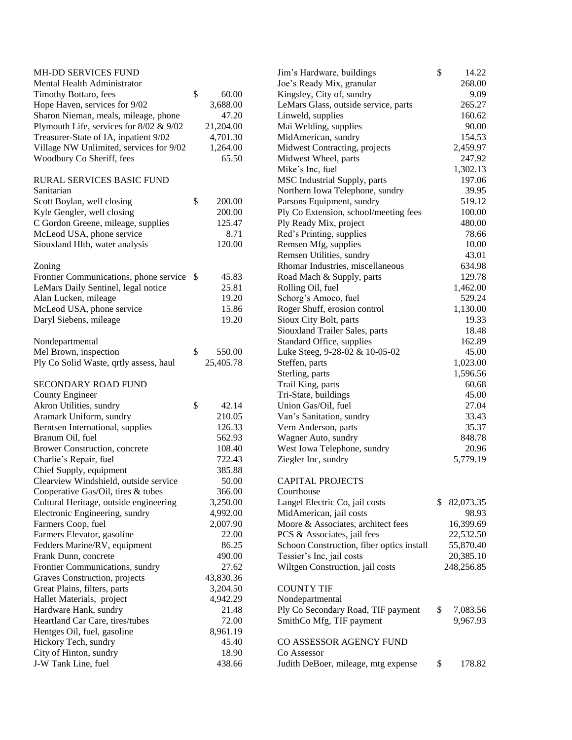MH-DD SERVICES FUND

Mental Health Administrator

| | |
|---|---|
| Timothy Bottaro, fees | $ 60.00 |
| Hope Haven, services for 9/02 | 3,688.00 |
| Sharon Nieman, meals, mileage, phone | 47.20 |
| Plymouth Life, services for 8/02 & 9/02 | 21,204.00 |
| Treasurer-State of IA, inpatient 9/02 | 4,701.30 |
| Village NW Unlimited, services for 9/02 | 1,264.00 |
| Woodbury Co Sheriff, fees | 65.50 |

RURAL SERVICES BASIC FUND

Sanitarian

| | |
|---|---|
| Scott Boylan, well closing | $ 200.00 |
| Kyle Gengler, well closing | 200.00 |
| C Gordon Greene, mileage, supplies | 125.47 |
| McLeod USA, phone service | 8.71 |
| Siouxland Hlth, water analysis | 120.00 |

Zoning

| | |
|---|---|
| Frontier Communications, phone service | $ 45.83 |
| LeMars Daily Sentinel, legal notice | 25.81 |
| Alan Lucken, mileage | 19.20 |
| McLeod USA, phone service | 15.86 |
| Daryl Siebens, mileage | 19.20 |

Nondepartmental

| | |
|---|---|
| Mel Brown, inspection | $ 550.00 |
| Ply Co Solid Waste, qrtly assess, haul | 25,405.78 |

SECONDARY ROAD FUND

County Engineer

| | |
|---|---|
| Akron Utilities, sundry | $ 42.14 |
| Aramark Uniform, sundry | 210.05 |
| Berntsen International, supplies | 126.33 |
| Branum Oil, fuel | 562.93 |
| Brower Construction, concrete | 108.40 |
| Charlie's Repair, fuel | 722.43 |
| Chief Supply, equipment | 385.88 |
| Clearview Windshield, outside service | 50.00 |
| Cooperative Gas/Oil, tires & tubes | 366.00 |
| Cultural Heritage, outside engineering | 3,250.00 |
| Electronic Engineering, sundry | 4,992.00 |
| Farmers Coop, fuel | 2,007.90 |
| Farmers Elevator, gasoline | 22.00 |
| Fedders Marine/RV, equipment | 86.25 |
| Frank Dunn, concrete | 490.00 |
| Frontier Communications, sundry | 27.62 |
| Graves Construction, projects | 43,830.36 |
| Great Plains, filters, parts | 3,204.50 |
| Hallet Materials, project | 4,942.29 |
| Hardware Hank, sundry | 21.48 |
| Heartland Car Care, tires/tubes | 72.00 |
| Hentges Oil, fuel, gasoline | 8,961.19 |
| Hickory Tech, sundry | 45.40 |
| City of Hinton, sundry | 18.90 |
| J-W Tank Line, fuel | 438.66 |
| Jim's Hardware, buildings | $ 14.22 |
| Joe's Ready Mix, granular | 268.00 |
| Kingsley, City of, sundry | 9.09 |
| LeMars Glass, outside service, parts | 265.27 |
| Linweld, supplies | 160.62 |
| Mai Welding, supplies | 90.00 |
| MidAmerican, sundry | 154.53 |
| Midwest Contracting, projects | 2,459.97 |
| Midwest Wheel, parts | 247.92 |
| Mike's Inc, fuel | 1,302.13 |
| MSC Industrial Supply, parts | 197.06 |
| Northern Iowa Telephone, sundry | 39.95 |
| Parsons Equipment, sundry | 519.12 |
| Ply Co Extension, school/meeting fees | 100.00 |
| Ply Ready Mix, project | 480.00 |
| Red's Printing, supplies | 78.66 |
| Remsen Mfg, supplies | 10.00 |
| Remsen Utilities, sundry | 43.01 |
| Rhomar Industries, miscellaneous | 634.98 |
| Road Mach & Supply, parts | 129.78 |
| Rolling Oil, fuel | 1,462.00 |
| Schorg's Amoco, fuel | 529.24 |
| Roger Shuff, erosion control | 1,130.00 |
| Sioux City Bolt, parts | 19.33 |
| Siouxland Trailer Sales, parts | 18.48 |
| Standard Office, supplies | 162.89 |
| Luke Steeg, 9-28-02 & 10-05-02 | 45.00 |
| Steffen, parts | 1,023.00 |
| Sterling, parts | 1,596.56 |
| Trail King, parts | 60.68 |
| Tri-State, buildings | 45.00 |
| Union Gas/Oil, fuel | 27.04 |
| Van's Sanitation, sundry | 33.43 |
| Vern Anderson, parts | 35.37 |
| Wagner Auto, sundry | 848.78 |
| West Iowa Telephone, sundry | 20.96 |
| Ziegler Inc, sundry | 5,779.19 |

CAPITAL PROJECTS

Courthouse

| | |
|---|---|
| Langel Electric Co, jail costs | $ 82,073.35 |
| MidAmerican, jail costs | 98.93 |
| Moore & Associates, architect fees | 16,399.69 |
| PCS & Associates, jail fees | 22,532.50 |
| Schoon Construction, fiber optics install | 55,870.40 |
| Tessier's Inc, jail costs | 20,385.10 |
| Wiltgen Construction, jail costs | 248,256.85 |

COUNTY TIF

Nondepartmental

| | |
|---|---|
| Ply Co Secondary Road, TIF payment | $ 7,083.56 |
| SmithCo Mfg, TIF payment | 9,967.93 |

CO ASSESSOR AGENCY FUND

Co Assessor

| | |
|---|---|
| Judith DeBoer, mileage, mtg expense | $ 178.82 |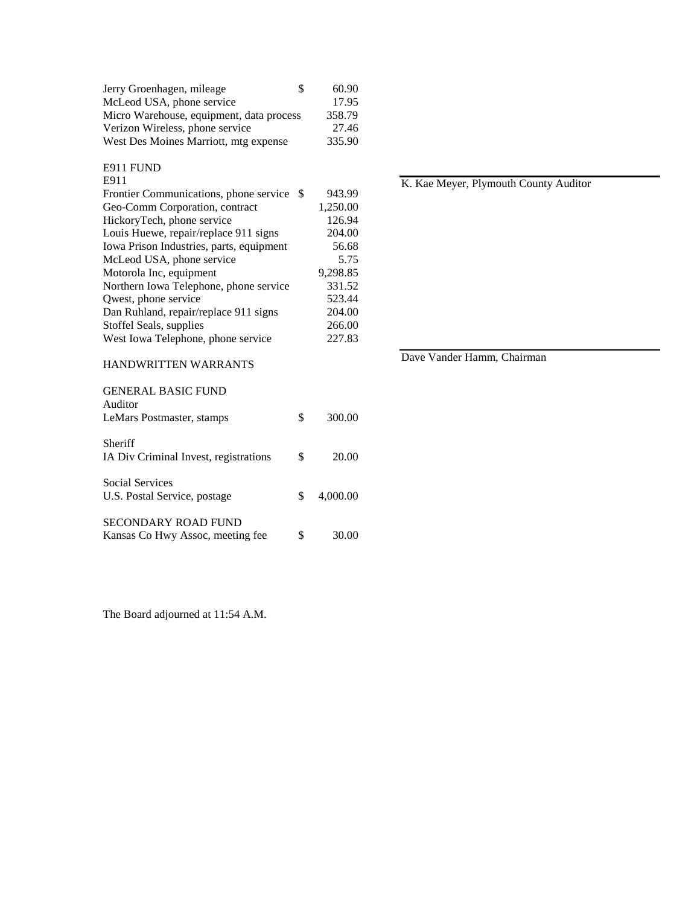| | | |
|---|---|---|
| Jerry Groenhagen, mileage | $ | 60.90 |
| McLeod USA, phone service | | 17.95 |
| Micro Warehouse, equipment, data process | | 358.79 |
| Verizon Wireless, phone service | | 27.46 |
| West Des Moines Marriott, mtg expense | | 335.90 |

E911 FUND

E911

| | | |
|---|---|---|
| Frontier Communications, phone service | $ | 943.99 |
| Geo-Comm Corporation, contract | | 1,250.00 |
| HickoryTech, phone service | | 126.94 |
| Louis Huewe, repair/replace 911 signs | | 204.00 |
| Iowa Prison Industries, parts, equipment | | 56.68 |
| McLeod USA, phone service | | 5.75 |
| Motorola Inc, equipment | | 9,298.85 |
| Northern Iowa Telephone, phone service | | 331.52 |
| Qwest, phone service | | 523.44 |
| Dan Ruhland, repair/replace 911 signs | | 204.00 |
| Stoffel Seals, supplies | | 266.00 |
| West Iowa Telephone, phone service | | 227.83 |

HANDWRITTEN WARRANTS

GENERAL BASIC FUND

Auditor

| | | |
|---|---|---|
| LeMars Postmaster, stamps | $ | 300.00 |

Sheriff

| | | |
|---|---|---|
| IA Div Criminal Invest, registrations | $ | 20.00 |

Social Services

| | | |
|---|---|---|
| U.S. Postal Service, postage | $ | 4,000.00 |

SECONDARY ROAD FUND

| | | |
|---|---|---|
| Kansas Co Hwy Assoc, meeting fee | $ | 30.00 |

The Board adjourned at 11:54 A.M.

K. Kae Meyer, Plymouth County Auditor

Dave Vander Hamm, Chairman